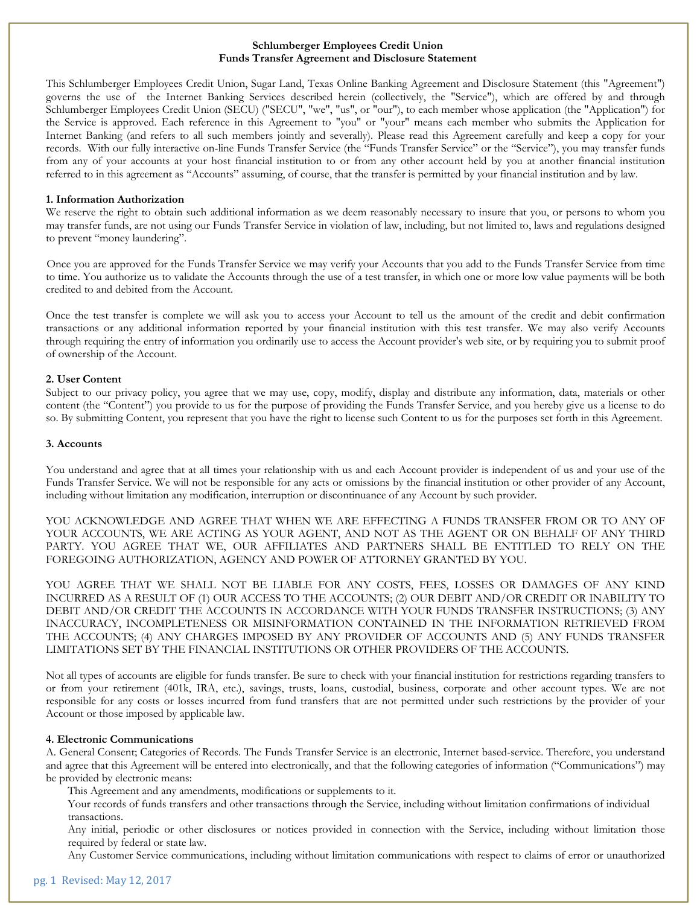**Schlumberger Employees Credit Union**
**Funds Transfer Agreement and Disclosure Statement**

This Schlumberger Employees Credit Union, Sugar Land, Texas Online Banking Agreement and Disclosure Statement (this "Agreement") governs the use of the Internet Banking Services described herein (collectively, the "Service"), which are offered by and through Schlumberger Employees Credit Union (SECU) ("SECU", "we", "us", or "our"), to each member whose application (the "Application") for the Service is approved. Each reference in this Agreement to "you" or "your" means each member who submits the Application for Internet Banking (and refers to all such members jointly and severally). Please read this Agreement carefully and keep a copy for your records. With our fully interactive on-line Funds Transfer Service (the "Funds Transfer Service" or the "Service"), you may transfer funds from any of your accounts at your host financial institution to or from any other account held by you at another financial institution referred to in this agreement as "Accounts" assuming, of course, that the transfer is permitted by your financial institution and by law.

**1. Information Authorization**

We reserve the right to obtain such additional information as we deem reasonably necessary to insure that you, or persons to whom you may transfer funds, are not using our Funds Transfer Service in violation of law, including, but not limited to, laws and regulations designed to prevent "money laundering".

Once you are approved for the Funds Transfer Service we may verify your Accounts that you add to the Funds Transfer Service from time to time. You authorize us to validate the Accounts through the use of a test transfer, in which one or more low value payments will be both credited to and debited from the Account.

Once the test transfer is complete we will ask you to access your Account to tell us the amount of the credit and debit confirmation transactions or any additional information reported by your financial institution with this test transfer. We may also verify Accounts through requiring the entry of information you ordinarily use to access the Account provider's web site, or by requiring you to submit proof of ownership of the Account.

**2. User Content**

Subject to our privacy policy, you agree that we may use, copy, modify, display and distribute any information, data, materials or other content (the "Content") you provide to us for the purpose of providing the Funds Transfer Service, and you hereby give us a license to do so. By submitting Content, you represent that you have the right to license such Content to us for the purposes set forth in this Agreement.

**3. Accounts**

You understand and agree that at all times your relationship with us and each Account provider is independent of us and your use of the Funds Transfer Service. We will not be responsible for any acts or omissions by the financial institution or other provider of any Account, including without limitation any modification, interruption or discontinuance of any Account by such provider.

YOU ACKNOWLEDGE AND AGREE THAT WHEN WE ARE EFFECTING A FUNDS TRANSFER FROM OR TO ANY OF YOUR ACCOUNTS, WE ARE ACTING AS YOUR AGENT, AND NOT AS THE AGENT OR ON BEHALF OF ANY THIRD PARTY. YOU AGREE THAT WE, OUR AFFILIATES AND PARTNERS SHALL BE ENTITLED TO RELY ON THE FOREGOING AUTHORIZATION, AGENCY AND POWER OF ATTORNEY GRANTED BY YOU.

YOU AGREE THAT WE SHALL NOT BE LIABLE FOR ANY COSTS, FEES, LOSSES OR DAMAGES OF ANY KIND INCURRED AS A RESULT OF (1) OUR ACCESS TO THE ACCOUNTS; (2) OUR DEBIT AND/OR CREDIT OR INABILITY TO DEBIT AND/OR CREDIT THE ACCOUNTS IN ACCORDANCE WITH YOUR FUNDS TRANSFER INSTRUCTIONS; (3) ANY INACCURACY, INCOMPLETENESS OR MISINFORMATION CONTAINED IN THE INFORMATION RETRIEVED FROM THE ACCOUNTS; (4) ANY CHARGES IMPOSED BY ANY PROVIDER OF ACCOUNTS AND (5) ANY FUNDS TRANSFER LIMITATIONS SET BY THE FINANCIAL INSTITUTIONS OR OTHER PROVIDERS OF THE ACCOUNTS.

Not all types of accounts are eligible for funds transfer. Be sure to check with your financial institution for restrictions regarding transfers to or from your retirement (401k, IRA, etc.), savings, trusts, loans, custodial, business, corporate and other account types. We are not responsible for any costs or losses incurred from fund transfers that are not permitted under such restrictions by the provider of your Account or those imposed by applicable law.

**4. Electronic Communications**

A. General Consent; Categories of Records. The Funds Transfer Service is an electronic, Internet based-service. Therefore, you understand and agree that this Agreement will be entered into electronically, and that the following categories of information ("Communications") may be provided by electronic means:

- This Agreement and any amendments, modifications or supplements to it.
- Your records of funds transfers and other transactions through the Service, including without limitation confirmations of individual transactions.
- Any initial, periodic or other disclosures or notices provided in connection with the Service, including without limitation those required by federal or state law.
- Any Customer Service communications, including without limitation communications with respect to claims of error or unauthorized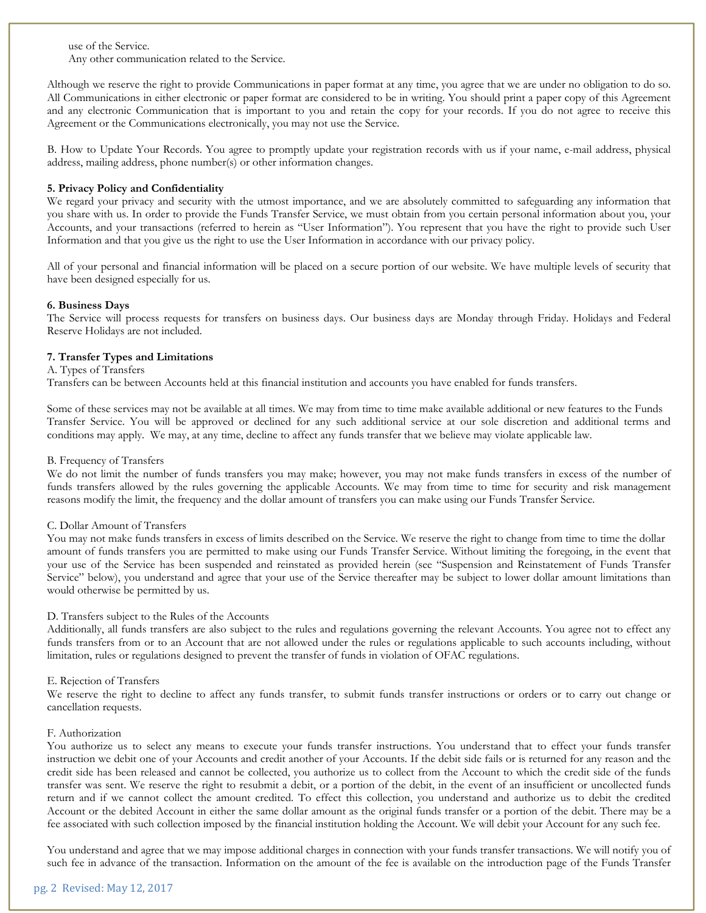use of the Service.
Any other communication related to the Service.

Although we reserve the right to provide Communications in paper format at any time, you agree that we are under no obligation to do so. All Communications in either electronic or paper format are considered to be in writing. You should print a paper copy of this Agreement and any electronic Communication that is important to you and retain the copy for your records. If you do not agree to receive this Agreement or the Communications electronically, you may not use the Service.

B. How to Update Your Records. You agree to promptly update your registration records with us if your name, e-mail address, physical address, mailing address, phone number(s) or other information changes.

**5. Privacy Policy and Confidentiality**
We regard your privacy and security with the utmost importance, and we are absolutely committed to safeguarding any information that you share with us. In order to provide the Funds Transfer Service, we must obtain from you certain personal information about you, your Accounts, and your transactions (referred to herein as "User Information"). You represent that you have the right to provide such User Information and that you give us the right to use the User Information in accordance with our privacy policy.

All of your personal and financial information will be placed on a secure portion of our website. We have multiple levels of security that have been designed especially for us.

**6. Business Days**
The Service will process requests for transfers on business days. Our business days are Monday through Friday. Holidays and Federal Reserve Holidays are not included.

**7. Transfer Types and Limitations**
A. Types of Transfers
Transfers can be between Accounts held at this financial institution and accounts you have enabled for funds transfers.

Some of these services may not be available at all times. We may from time to time make available additional or new features to the Funds Transfer Service. You will be approved or declined for any such additional service at our sole discretion and additional terms and conditions may apply. We may, at any time, decline to affect any funds transfer that we believe may violate applicable law.

B. Frequency of Transfers
We do not limit the number of funds transfers you may make; however, you may not make funds transfers in excess of the number of funds transfers allowed by the rules governing the applicable Accounts. We may from time to time for security and risk management reasons modify the limit, the frequency and the dollar amount of transfers you can make using our Funds Transfer Service.

C. Dollar Amount of Transfers
You may not make funds transfers in excess of limits described on the Service. We reserve the right to change from time to time the dollar amount of funds transfers you are permitted to make using our Funds Transfer Service. Without limiting the foregoing, in the event that your use of the Service has been suspended and reinstated as provided herein (see "Suspension and Reinstatement of Funds Transfer Service" below), you understand and agree that your use of the Service thereafter may be subject to lower dollar amount limitations than would otherwise be permitted by us.

D. Transfers subject to the Rules of the Accounts
Additionally, all funds transfers are also subject to the rules and regulations governing the relevant Accounts. You agree not to effect any funds transfers from or to an Account that are not allowed under the rules or regulations applicable to such accounts including, without limitation, rules or regulations designed to prevent the transfer of funds in violation of OFAC regulations.

E. Rejection of Transfers
We reserve the right to decline to affect any funds transfer, to submit funds transfer instructions or orders or to carry out change or cancellation requests.

F. Authorization
You authorize us to select any means to execute your funds transfer instructions. You understand that to effect your funds transfer instruction we debit one of your Accounts and credit another of your Accounts. If the debit side fails or is returned for any reason and the credit side has been released and cannot be collected, you authorize us to collect from the Account to which the credit side of the funds transfer was sent. We reserve the right to resubmit a debit, or a portion of the debit, in the event of an insufficient or uncollected funds return and if we cannot collect the amount credited. To effect this collection, you understand and authorize us to debit the credited Account or the debited Account in either the same dollar amount as the original funds transfer or a portion of the debit. There may be a fee associated with such collection imposed by the financial institution holding the Account. We will debit your Account for any such fee.

You understand and agree that we may impose additional charges in connection with your funds transfer transactions. We will notify you of such fee in advance of the transaction. Information on the amount of the fee is available on the introduction page of the Funds Transfer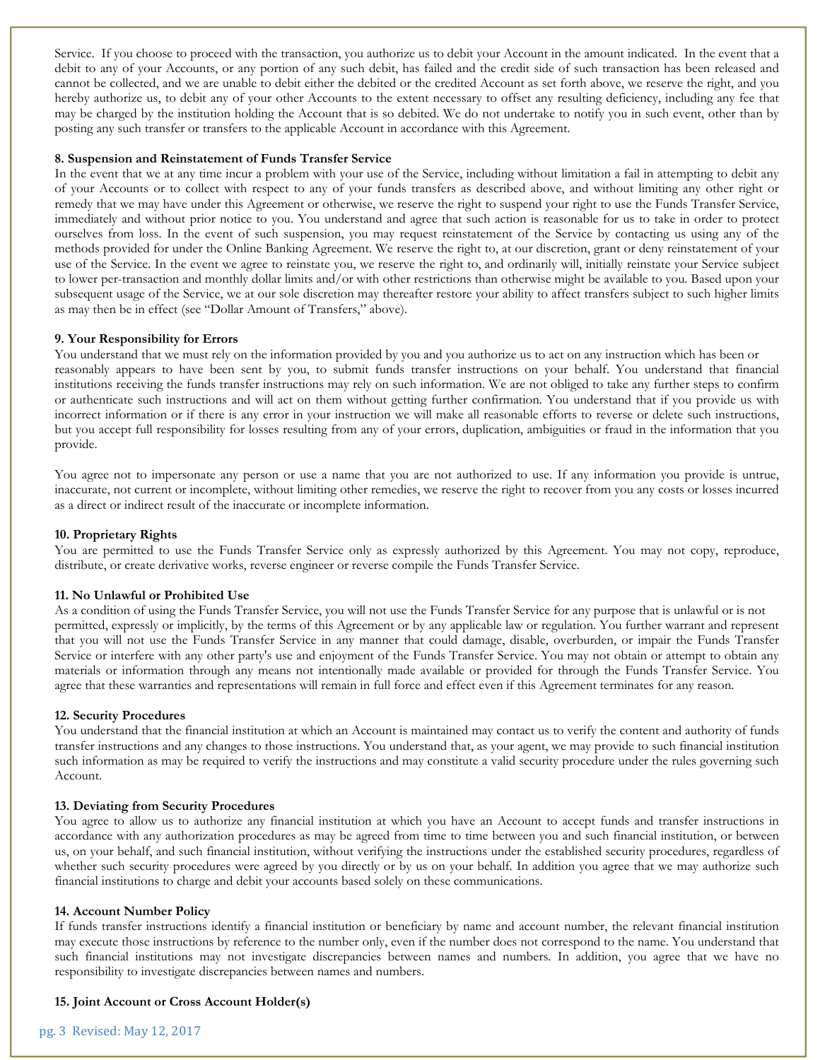Service. If you choose to proceed with the transaction, you authorize us to debit your Account in the amount indicated. In the event that a debit to any of your Accounts, or any portion of any such debit, has failed and the credit side of such transaction has been released and cannot be collected, and we are unable to debit either the debited or the credited Account as set forth above, we reserve the right, and you hereby authorize us, to debit any of your other Accounts to the extent necessary to offset any resulting deficiency, including any fee that may be charged by the institution holding the Account that is so debited. We do not undertake to notify you in such event, other than by posting any such transfer or transfers to the applicable Account in accordance with this Agreement.

**8. Suspension and Reinstatement of Funds Transfer Service**

In the event that we at any time incur a problem with your use of the Service, including without limitation a fail in attempting to debit any of your Accounts or to collect with respect to any of your funds transfers as described above, and without limiting any other right or remedy that we may have under this Agreement or otherwise, we reserve the right to suspend your right to use the Funds Transfer Service, immediately and without prior notice to you. You understand and agree that such action is reasonable for us to take in order to protect ourselves from loss. In the event of such suspension, you may request reinstatement of the Service by contacting us using any of the methods provided for under the Online Banking Agreement. We reserve the right to, at our discretion, grant or deny reinstatement of your use of the Service. In the event we agree to reinstate you, we reserve the right to, and ordinarily will, initially reinstate your Service subject to lower per-transaction and monthly dollar limits and/or with other restrictions than otherwise might be available to you. Based upon your subsequent usage of the Service, we at our sole discretion may thereafter restore your ability to affect transfers subject to such higher limits as may then be in effect (see "Dollar Amount of Transfers," above).

**9. Your Responsibility for Errors**

You understand that we must rely on the information provided by you and you authorize us to act on any instruction which has been or reasonably appears to have been sent by you, to submit funds transfer instructions on your behalf. You understand that financial institutions receiving the funds transfer instructions may rely on such information. We are not obliged to take any further steps to confirm or authenticate such instructions and will act on them without getting further confirmation. You understand that if you provide us with incorrect information or if there is any error in your instruction we will make all reasonable efforts to reverse or delete such instructions, but you accept full responsibility for losses resulting from any of your errors, duplication, ambiguities or fraud in the information that you provide.

You agree not to impersonate any person or use a name that you are not authorized to use. If any information you provide is untrue, inaccurate, not current or incomplete, without limiting other remedies, we reserve the right to recover from you any costs or losses incurred as a direct or indirect result of the inaccurate or incomplete information.

**10. Proprietary Rights**

You are permitted to use the Funds Transfer Service only as expressly authorized by this Agreement. You may not copy, reproduce, distribute, or create derivative works, reverse engineer or reverse compile the Funds Transfer Service.

**11. No Unlawful or Prohibited Use**

As a condition of using the Funds Transfer Service, you will not use the Funds Transfer Service for any purpose that is unlawful or is not permitted, expressly or implicitly, by the terms of this Agreement or by any applicable law or regulation. You further warrant and represent that you will not use the Funds Transfer Service in any manner that could damage, disable, overburden, or impair the Funds Transfer Service or interfere with any other party's use and enjoyment of the Funds Transfer Service. You may not obtain or attempt to obtain any materials or information through any means not intentionally made available or provided for through the Funds Transfer Service. You agree that these warranties and representations will remain in full force and effect even if this Agreement terminates for any reason.

**12. Security Procedures**

You understand that the financial institution at which an Account is maintained may contact us to verify the content and authority of funds transfer instructions and any changes to those instructions. You understand that, as your agent, we may provide to such financial institution such information as may be required to verify the instructions and may constitute a valid security procedure under the rules governing such Account.

**13. Deviating from Security Procedures**

You agree to allow us to authorize any financial institution at which you have an Account to accept funds and transfer instructions in accordance with any authorization procedures as may be agreed from time to time between you and such financial institution, or between us, on your behalf, and such financial institution, without verifying the instructions under the established security procedures, regardless of whether such security procedures were agreed by you directly or by us on your behalf. In addition you agree that we may authorize such financial institutions to charge and debit your accounts based solely on these communications.

**14. Account Number Policy**

If funds transfer instructions identify a financial institution or beneficiary by name and account number, the relevant financial institution may execute those instructions by reference to the number only, even if the number does not correspond to the name. You understand that such financial institutions may not investigate discrepancies between names and numbers. In addition, you agree that we have no responsibility to investigate discrepancies between names and numbers.

**15. Joint Account or Cross Account Holder(s)**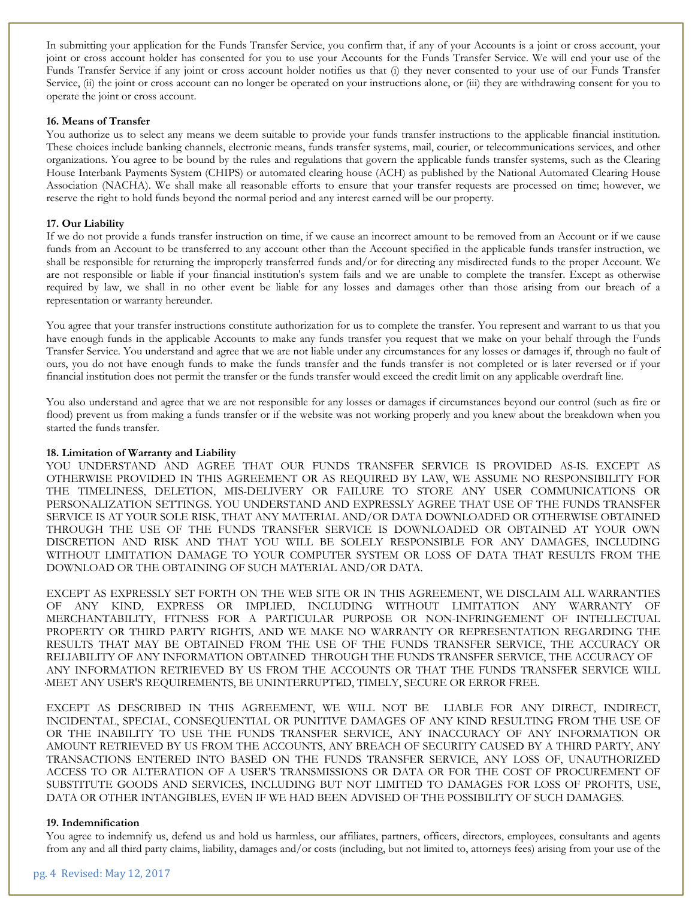In submitting your application for the Funds Transfer Service, you confirm that, if any of your Accounts is a joint or cross account, your joint or cross account holder has consented for you to use your Accounts for the Funds Transfer Service. We will end your use of the Funds Transfer Service if any joint or cross account holder notifies us that (i) they never consented to your use of our Funds Transfer Service, (ii) the joint or cross account can no longer be operated on your instructions alone, or (iii) they are withdrawing consent for you to operate the joint or cross account.

**16. Means of Transfer**

You authorize us to select any means we deem suitable to provide your funds transfer instructions to the applicable financial institution. These choices include banking channels, electronic means, funds transfer systems, mail, courier, or telecommunications services, and other organizations. You agree to be bound by the rules and regulations that govern the applicable funds transfer systems, such as the Clearing House Interbank Payments System (CHIPS) or automated clearing house (ACH) as published by the National Automated Clearing House Association (NACHA). We shall make all reasonable efforts to ensure that your transfer requests are processed on time; however, we reserve the right to hold funds beyond the normal period and any interest earned will be our property.

**17. Our Liability**

If we do not provide a funds transfer instruction on time, if we cause an incorrect amount to be removed from an Account or if we cause funds from an Account to be transferred to any account other than the Account specified in the applicable funds transfer instruction, we shall be responsible for returning the improperly transferred funds and/or for directing any misdirected funds to the proper Account. We are not responsible or liable if your financial institution's system fails and we are unable to complete the transfer. Except as otherwise required by law, we shall in no other event be liable for any losses and damages other than those arising from our breach of a representation or warranty hereunder.

You agree that your transfer instructions constitute authorization for us to complete the transfer. You represent and warrant to us that you have enough funds in the applicable Accounts to make any funds transfer you request that we make on your behalf through the Funds Transfer Service. You understand and agree that we are not liable under any circumstances for any losses or damages if, through no fault of ours, you do not have enough funds to make the funds transfer and the funds transfer is not completed or is later reversed or if your financial institution does not permit the transfer or the funds transfer would exceed the credit limit on any applicable overdraft line.

You also understand and agree that we are not responsible for any losses or damages if circumstances beyond our control (such as fire or flood) prevent us from making a funds transfer or if the website was not working properly and you knew about the breakdown when you started the funds transfer.

**18. Limitation of Warranty and Liability**

YOU UNDERSTAND AND AGREE THAT OUR FUNDS TRANSFER SERVICE IS PROVIDED AS-IS. EXCEPT AS OTHERWISE PROVIDED IN THIS AGREEMENT OR AS REQUIRED BY LAW, WE ASSUME NO RESPONSIBILITY FOR THE TIMELINESS, DELETION, MIS-DELIVERY OR FAILURE TO STORE ANY USER COMMUNICATIONS OR PERSONALIZATION SETTINGS. YOU UNDERSTAND AND EXPRESSLY AGREE THAT USE OF THE FUNDS TRANSFER SERVICE IS AT YOUR SOLE RISK, THAT ANY MATERIAL AND/OR DATA DOWNLOADED OR OTHERWISE OBTAINED THROUGH THE USE OF THE FUNDS TRANSFER SERVICE IS DOWNLOADED OR OBTAINED AT YOUR OWN DISCRETION AND RISK AND THAT YOU WILL BE SOLELY RESPONSIBLE FOR ANY DAMAGES, INCLUDING WITHOUT LIMITATION DAMAGE TO YOUR COMPUTER SYSTEM OR LOSS OF DATA THAT RESULTS FROM THE DOWNLOAD OR THE OBTAINING OF SUCH MATERIAL AND/OR DATA.

EXCEPT AS EXPRESSLY SET FORTH ON THE WEB SITE OR IN THIS AGREEMENT, WE DISCLAIM ALL WARRANTIES OF ANY KIND, EXPRESS OR IMPLIED, INCLUDING WITHOUT LIMITATION ANY WARRANTY OF MERCHANTABILITY, FITNESS FOR A PARTICULAR PURPOSE OR NON-INFRINGEMENT OF INTELLECTUAL PROPERTY OR THIRD PARTY RIGHTS, AND WE MAKE NO WARRANTY OR REPRESENTATION REGARDING THE RESULTS THAT MAY BE OBTAINED FROM THE USE OF THE FUNDS TRANSFER SERVICE, THE ACCURACY OR RELIABILITY OF ANY INFORMATION OBTAINED THROUGH THE FUNDS TRANSFER SERVICE, THE ACCURACY OF ANY INFORMATION RETRIEVED BY US FROM THE ACCOUNTS OR THAT THE FUNDS TRANSFER SERVICE WILL MEET ANY USER'S REQUIREMENTS, BE UNINTERRUPTED, TIMELY, SECURE OR ERROR FREE.

EXCEPT AS DESCRIBED IN THIS AGREEMENT, WE WILL NOT BE LIABLE FOR ANY DIRECT, INDIRECT, INCIDENTAL, SPECIAL, CONSEQUENTIAL OR PUNITIVE DAMAGES OF ANY KIND RESULTING FROM THE USE OF OR THE INABILITY TO USE THE FUNDS TRANSFER SERVICE, ANY INACCURACY OF ANY INFORMATION OR AMOUNT RETRIEVED BY US FROM THE ACCOUNTS, ANY BREACH OF SECURITY CAUSED BY A THIRD PARTY, ANY TRANSACTIONS ENTERED INTO BASED ON THE FUNDS TRANSFER SERVICE, ANY LOSS OF, UNAUTHORIZED ACCESS TO OR ALTERATION OF A USER'S TRANSMISSIONS OR DATA OR FOR THE COST OF PROCUREMENT OF SUBSTITUTE GOODS AND SERVICES, INCLUDING BUT NOT LIMITED TO DAMAGES FOR LOSS OF PROFITS, USE, DATA OR OTHER INTANGIBLES, EVEN IF WE HAD BEEN ADVISED OF THE POSSIBILITY OF SUCH DAMAGES.

**19. Indemnification**

You agree to indemnify us, defend us and hold us harmless, our affiliates, partners, officers, directors, employees, consultants and agents from any and all third party claims, liability, damages and/or costs (including, but not limited to, attorneys fees) arising from your use of the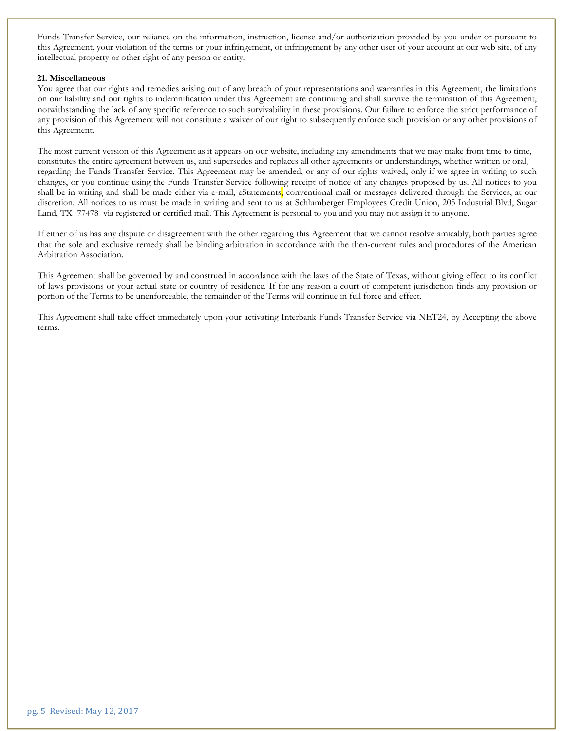Funds Transfer Service, our reliance on the information, instruction, license and/or authorization provided by you under or pursuant to this Agreement, your violation of the terms or your infringement, or infringement by any other user of your account at our web site, of any intellectual property or other right of any person or entity.

**21. Miscellaneous**

You agree that our rights and remedies arising out of any breach of your representations and warranties in this Agreement, the limitations on our liability and our rights to indemnification under this Agreement are continuing and shall survive the termination of this Agreement, notwithstanding the lack of any specific reference to such survivability in these provisions. Our failure to enforce the strict performance of any provision of this Agreement will not constitute a waiver of our right to subsequently enforce such provision or any other provisions of this Agreement.

The most current version of this Agreement as it appears on our website, including any amendments that we may make from time to time, constitutes the entire agreement between us, and supersedes and replaces all other agreements or understandings, whether written or oral, regarding the Funds Transfer Service. This Agreement may be amended, or any of our rights waived, only if we agree in writing to such changes, or you continue using the Funds Transfer Service following receipt of notice of any changes proposed by us. All notices to you shall be in writing and shall be made either via e-mail, eStatements, conventional mail or messages delivered through the Services, at our discretion. All notices to us must be made in writing and sent to us at Schlumberger Employees Credit Union, 205 Industrial Blvd, Sugar Land, TX 77478 via registered or certified mail. This Agreement is personal to you and you may not assign it to anyone.

If either of us has any dispute or disagreement with the other regarding this Agreement that we cannot resolve amicably, both parties agree that the sole and exclusive remedy shall be binding arbitration in accordance with the then-current rules and procedures of the American Arbitration Association.

This Agreement shall be governed by and construed in accordance with the laws of the State of Texas, without giving effect to its conflict of laws provisions or your actual state or country of residence. If for any reason a court of competent jurisdiction finds any provision or portion of the Terms to be unenforceable, the remainder of the Terms will continue in full force and effect.

This Agreement shall take effect immediately upon your activating Interbank Funds Transfer Service via NET24, by Accepting the above terms.